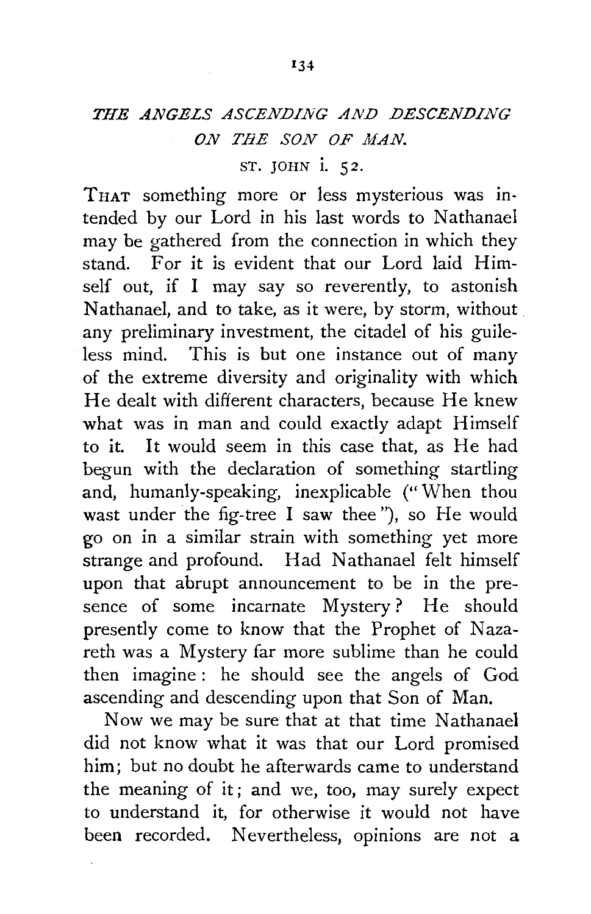## *THE ANGELS ASCENDING AND DESCENDING ON THE SON OF MAN.*

ST. JOHN i. 52.

THAT something more or less mysterious was intended by our Lord in his last words to Nathanael may be gathered from the connection in which they stand. For it is evident that our Lord laid Himself out, if I may say so reverently, to astonish Nathanael, and to take, as it were, by storm, without any preliminary investment, the citadel of his guileless mind. This is but one instance out of many of the extreme diversity and originality with which He dealt with different characters, because He knew what was in man and could exactly adapt Himself to it. It would seem in this case that, as He had begun with the declaration of something startling and, humanly-speaking, inexplicable ("When thou wast under the fig-tree I saw thee"), so He would go on in a similar strain with something yet more strange and profound. Had Nathanael felt himself upon that abrupt announcement to be in the presence of some incarnate Mystery? He should presently come to know that the Prophet of Nazareth was a Mystery far more sublime than he could then imagine: he should see the angels of God ascending and descending upon that Son of Man.

Now we may be sure that at that time Nathanael did not know what it was that our Lord promised him; but no doubt he afterwards came to understand the meaning of it; and we, too, may surely expect to understand it, for otherwise it would not have been recorded. Nevertheless, opinions are not a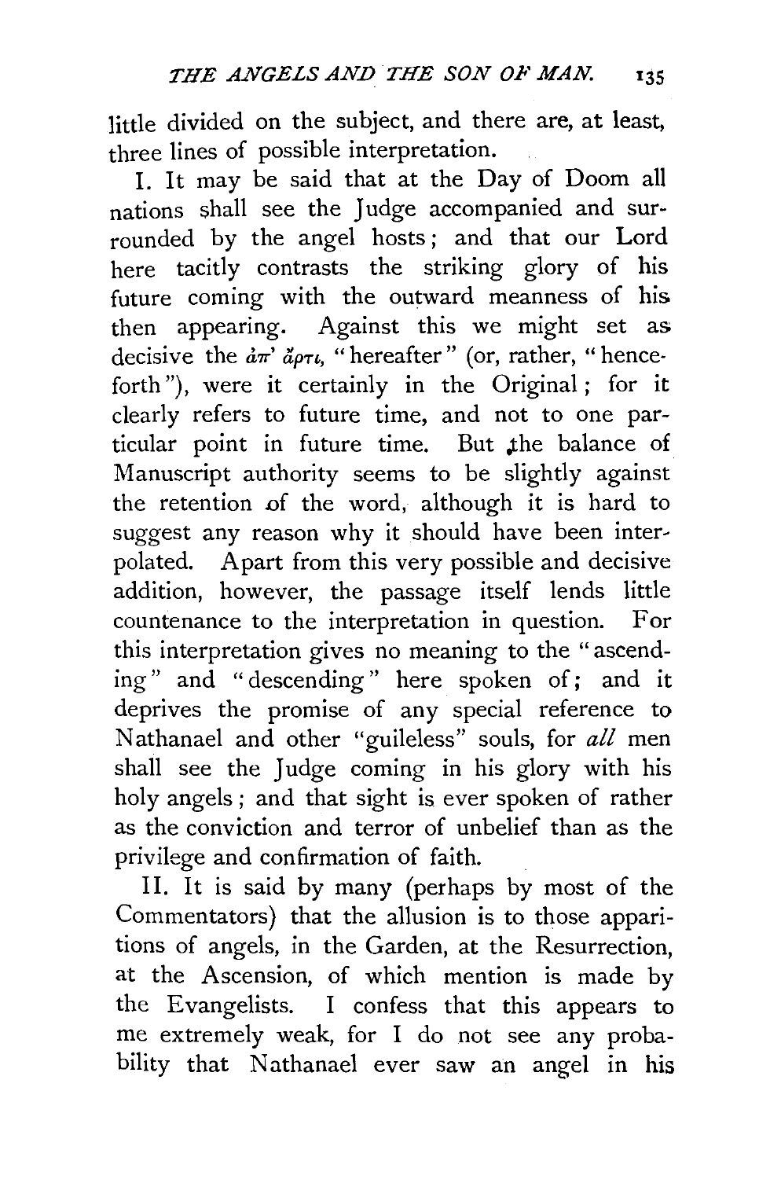little divided on the subject, and there are, at least, three lines of possible interpretation.

I. It may be said that at the Day of Doom all nations shall see the Judge accompanied and surrounded by the angel hosts; and that our Lord here tacitly contrasts the striking glory of his future coming with the outward meanness of his then appearing. Against this we might set as decisive the ἀπ' ἄρτι, "hereafter" (or, rather, "henceforth"), were it certainly in the Original; for it clearly refers to future time, and not to one particular point in future time. But the balance of Manuscript authority seems to be slightly against the retention of the word, although it is hard to suggest any reason why it should have been interpolated. Apart from this very possible and decisive addition, however, the passage itself lends little countenance to the interpretation in question. For this interpretation gives no meaning to the "ascending" and "descending" here spoken of; and it deprives the promise of any special reference to Nathanael and other "guileless" souls, for *all* men shall see the Judge coming in his glory with his holy angels; and that sight is ever spoken of rather as the conviction and terror of unbelief than as the privilege and confirmation of faith.

II. It is said by many (perhaps by most of the Commentators) that the allusion is to those apparitions of angels, in the Garden, at the Resurrection, at the Ascension, of which mention is made by the Evangelists. I confess that this appears to me extremely weak, for I do not see any probability that Nathanael ever saw an angel in his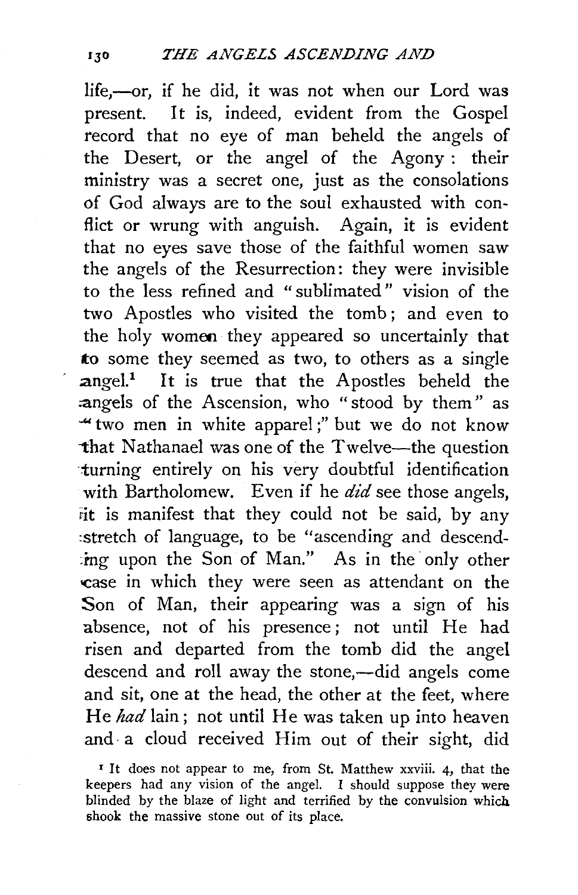life,—or, if he did, it was not when our Lord was present. It is, indeed, evident from the Gospel record that no eye of man beheld the angels of the Desert, or the angel of the Agony: their ministry was a secret one, just as the consolations of God always are to the soul exhausted with conflict or wrung with anguish. Again, it is evident that no eyes save those of the faithful women saw the angels of the Resurrection: they were invisible to the less refined and "sublimated" vision of the two Apostles who visited the tomb; and even to the holy women they appeared so uncertainly that to some they seemed as two, to others as a single angel.[1] It is true that the Apostles beheld the angels of the Ascension, who "stood by them" as "two men in white apparel;" but we do not know that Nathanael was one of the Twelve—the question turning entirely on his very doubtful identification with Bartholomew. Even if he *did* see those angels, it is manifest that they could not be said, by any stretch of language, to be "ascending and descending upon the Son of Man." As in the only other case in which they were seen as attendant on the Son of Man, their appearing was a sign of his absence, not of his presence; not until He had risen and departed from the tomb did the angel descend and roll away the stone,—did angels come and sit, one at the head, the other at the feet, where He *had* lain; not until He was taken up into heaven and a cloud received Him out of their sight, did

[1] It does not appear to me, from St. Matthew xxviii. 4, that the keepers had any vision of the angel. I should suppose they were blinded by the blaze of light and terrified by the convulsion which shook the massive stone out of its place.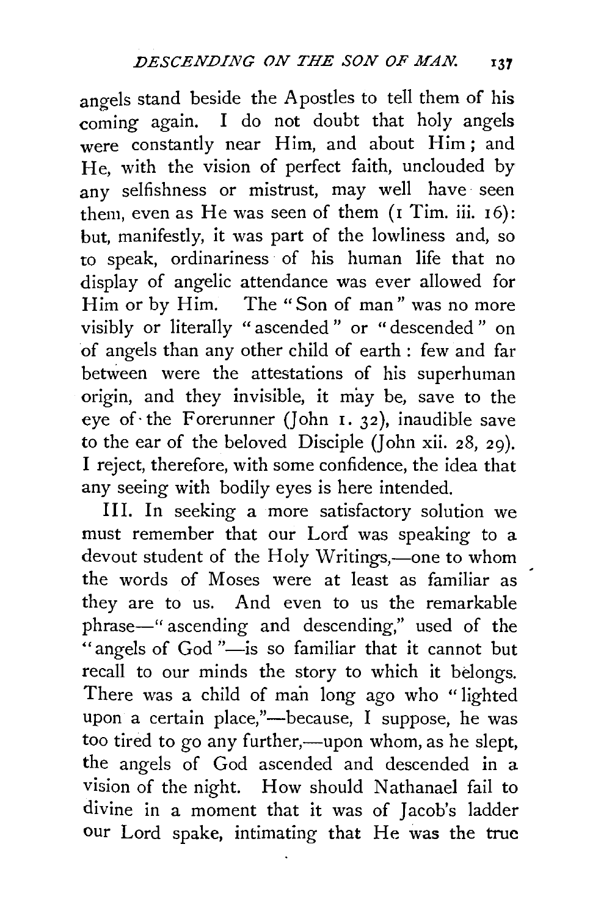angels stand beside the Apostles to tell them of his coming again. I do not doubt that holy angels were constantly near Him, and about Him; and He, with the vision of perfect faith, unclouded by any selfishness or mistrust, may well have seen them, even as He was seen of them (1 Tim. iii. 16): but, manifestly, it was part of the lowliness and, so to speak, ordinariness of his human life that no display of angelic attendance was ever allowed for Him or by Him. The "Son of man" was no more visibly or literally "ascended" or "descended" on of angels than any other child of earth: few and far between were the attestations of his superhuman origin, and they invisible, it may be, save to the eye of the Forerunner (John i. 32), inaudible save to the ear of the beloved Disciple (John xii. 28, 29). I reject, therefore, with some confidence, the idea that any seeing with bodily eyes is here intended.

III. In seeking a more satisfactory solution we must remember that our Lord was speaking to a devout student of the Holy Writings,—one to whom the words of Moses were at least as familiar as they are to us. And even to us the remarkable phrase—"ascending and descending," used of the "angels of God"—is so familiar that it cannot but recall to our minds the story to which it belongs. There was a child of man long ago who "lighted upon a certain place,"—because, I suppose, he was too tired to go any further,—upon whom, as he slept, the angels of God ascended and descended in a vision of the night. How should Nathanael fail to divine in a moment that it was of Jacob's ladder our Lord spake, intimating that He was the true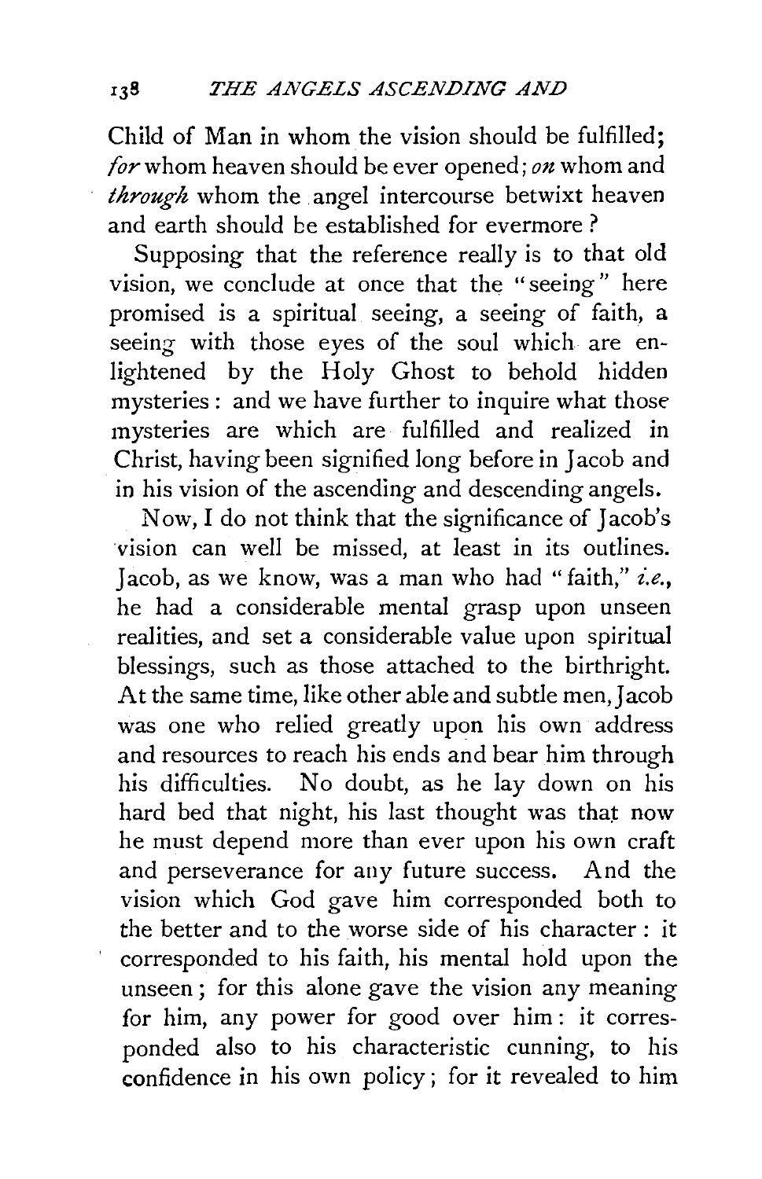Child of Man in whom the vision should be fulfilled; *for* whom heaven should be ever opened; *on* whom and *through* whom the angel intercourse betwixt heaven and earth should be established for evermore?

Supposing that the reference really is to that old vision, we conclude at once that the "seeing" here promised is a spiritual seeing, a seeing of faith, a seeing with those eyes of the soul which are enlightened by the Holy Ghost to behold hidden mysteries: and we have further to inquire what those mysteries are which are fulfilled and realized in Christ, having been signified long before in Jacob and in his vision of the ascending and descending angels.

Now, I do not think that the significance of Jacob's vision can well be missed, at least in its outlines. Jacob, as we know, was a man who had "faith," *i.e.*, he had a considerable mental grasp upon unseen realities, and set a considerable value upon spiritual blessings, such as those attached to the birthright. At the same time, like other able and subtle men, Jacob was one who relied greatly upon his own address and resources to reach his ends and bear him through his difficulties. No doubt, as he lay down on his hard bed that night, his last thought was that now he must depend more than ever upon his own craft and perseverance for any future success. And the vision which God gave him corresponded both to the better and to the worse side of his character: it corresponded to his faith, his mental hold upon the unseen; for this alone gave the vision any meaning for him, any power for good over him: it corresponded also to his characteristic cunning, to his confidence in his own policy; for it revealed to him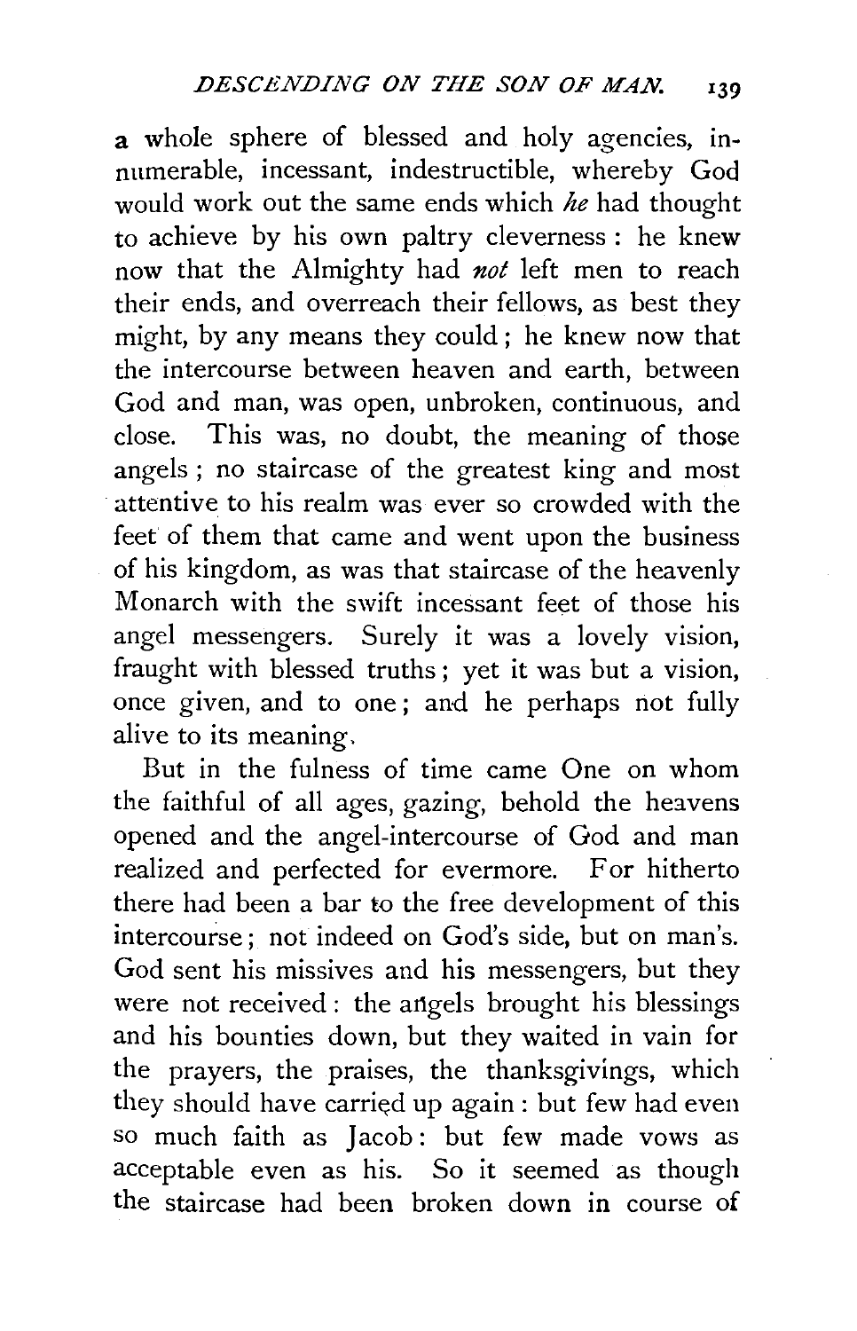a whole sphere of blessed and holy agencies, innumerable, incessant, indestructible, whereby God would work out the same ends which *he* had thought to achieve by his own paltry cleverness: he knew now that the Almighty had *not* left men to reach their ends, and overreach their fellows, as best they might, by any means they could; he knew now that the intercourse between heaven and earth, between God and man, was open, unbroken, continuous, and close. This was, no doubt, the meaning of those angels; no staircase of the greatest king and most attentive to his realm was ever so crowded with the feet of them that came and went upon the business of his kingdom, as was that staircase of the heavenly Monarch with the swift incessant feet of those his angel messengers. Surely it was a lovely vision, fraught with blessed truths; yet it was but a vision, once given, and to one; and he perhaps not fully alive to its meaning.

But in the fulness of time came One on whom the faithful of all ages, gazing, behold the heavens opened and the angel-intercourse of God and man realized and perfected for evermore. For hitherto there had been a bar to the free development of this intercourse; not indeed on God's side, but on man's. God sent his missives and his messengers, but they were not received: the angels brought his blessings and his bounties down, but they waited in vain for the prayers, the praises, the thanksgivings, which they should have carried up again: but few had even so much faith as Jacob: but few made vows as acceptable even as his. So it seemed as though the staircase had been broken down in course of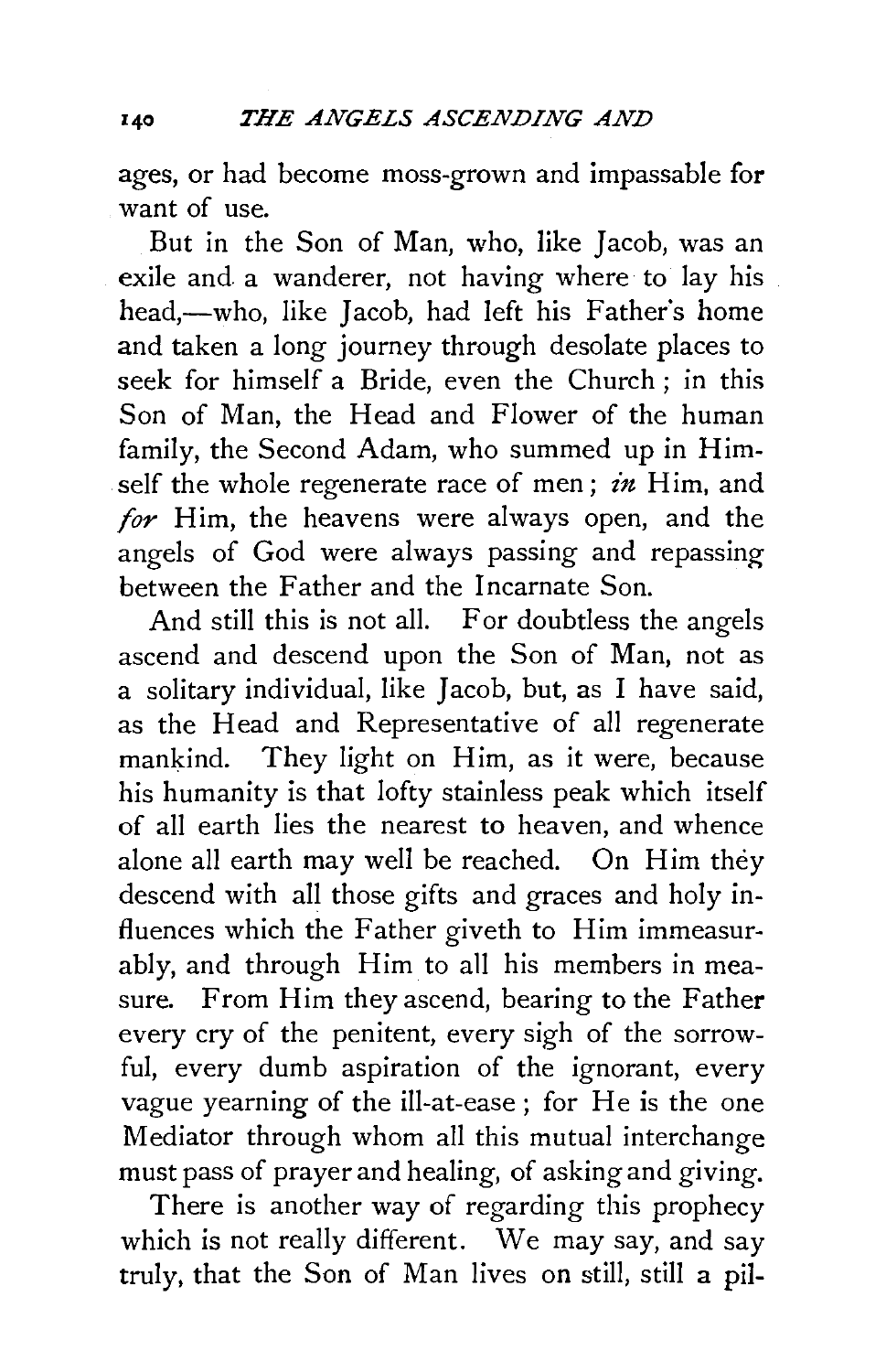ages, or had become moss-grown and impassable for want of use.

But in the Son of Man, who, like Jacob, was an exile and a wanderer, not having where to lay his head,—who, like Jacob, had left his Father's home and taken a long journey through desolate places to seek for himself a Bride, even the Church; in this Son of Man, the Head and Flower of the human family, the Second Adam, who summed up in Himself the whole regenerate race of men; *in* Him, and *for* Him, the heavens were always open, and the angels of God were always passing and repassing between the Father and the Incarnate Son.

And still this is not all. For doubtless the angels ascend and descend upon the Son of Man, not as a solitary individual, like Jacob, but, as I have said, as the Head and Representative of all regenerate mankind. They light on Him, as it were, because his humanity is that lofty stainless peak which itself of all earth lies the nearest to heaven, and whence alone all earth may well be reached. On Him they descend with all those gifts and graces and holy influences which the Father giveth to Him immeasurably, and through Him to all his members in measure. From Him they ascend, bearing to the Father every cry of the penitent, every sigh of the sorrowful, every dumb aspiration of the ignorant, every vague yearning of the ill-at-ease; for He is the one Mediator through whom all this mutual interchange must pass of prayer and healing, of asking and giving.

There is another way of regarding this prophecy which is not really different. We may say, and say truly, that the Son of Man lives on still, still a pil-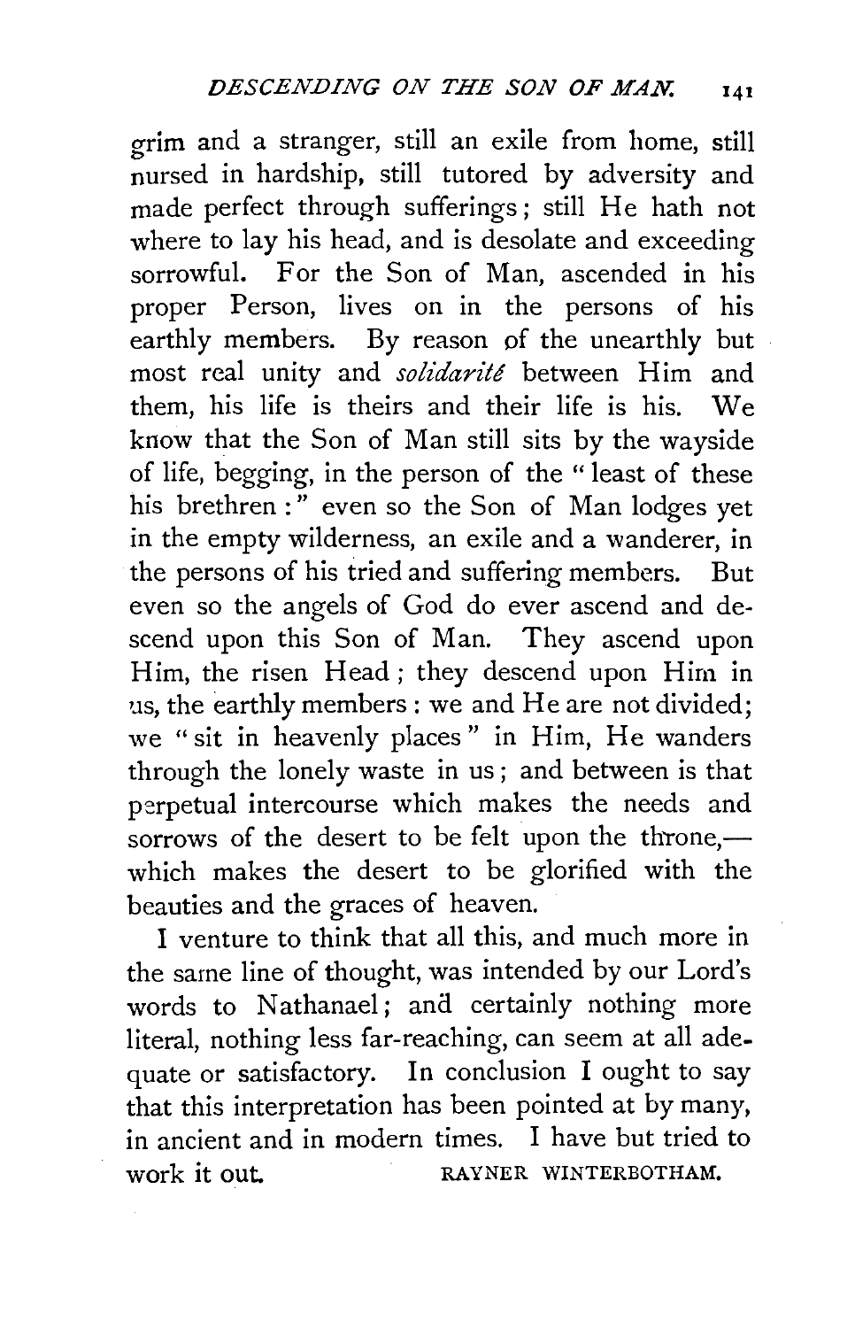grim and a stranger, still an exile from home, still nursed in hardship, still tutored by adversity and made perfect through sufferings; still He hath not where to lay his head, and is desolate and exceeding sorrowful. For the Son of Man, ascended in his proper Person, lives on in the persons of his earthly members. By reason of the unearthly but most real unity and *solidarité* between Him and them, his life is theirs and their life is his. We know that the Son of Man still sits by the wayside of life, begging, in the person of the "least of these his brethren:" even so the Son of Man lodges yet in the empty wilderness, an exile and a wanderer, in the persons of his tried and suffering members. But even so the angels of God do ever ascend and descend upon this Son of Man. They ascend upon Him, the risen Head; they descend upon Him in us, the earthly members: we and He are not divided; we "sit in heavenly places" in Him, He wanders through the lonely waste in us; and between is that perpetual intercourse which makes the needs and sorrows of the desert to be felt upon the throne,—which makes the desert to be glorified with the beauties and the graces of heaven.

I venture to think that all this, and much more in the same line of thought, was intended by our Lord's words to Nathanael; and certainly nothing more literal, nothing less far-reaching, can seem at all adequate or satisfactory. In conclusion I ought to say that this interpretation has been pointed at by many, in ancient and in modern times. I have but tried to work it out.

RAYNER WINTERBOTHAM.